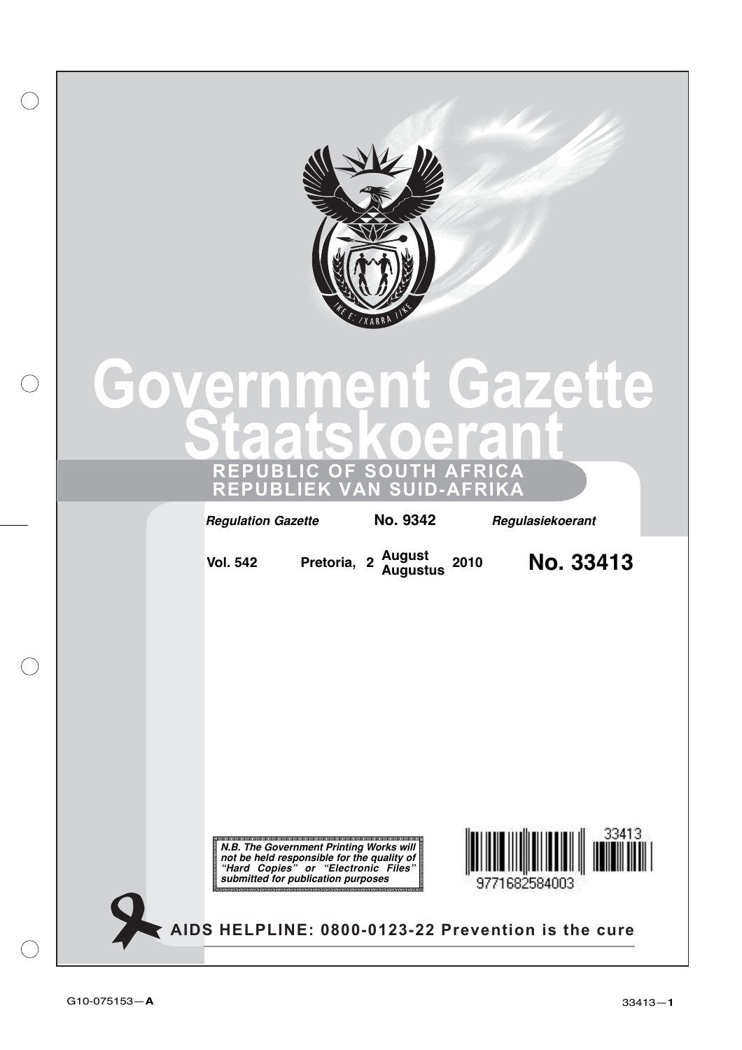# Government Gazette
# Staatskoerant

## REPUBLIC OF SOUTH AFRICA
## REPUBLIEK VAN SUID-AFRIKA

*Regulation Gazette* **No. 9342** *Regulasiekoerant*

**Vol. 542** **Pretoria, 2 August Augustus 2010** **No. 33413**

***N.B. The Government Printing Works will not be held responsible for the quality of "Hard Copies" or "Electronic Files" submitted for publication purposes***

33413

9771682584003

**AIDS HELPLINE: 0800-0123-22 Prevention is the cure**

G10-075153—**A**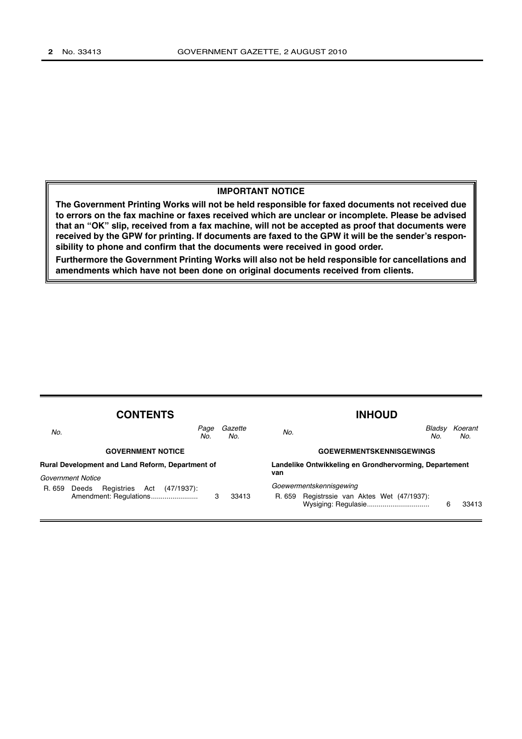**IMPORTANT NOTICE**

**The Government Printing Works will not be held responsible for faxed documents not received due to errors on the fax machine or faxes received which are unclear or incomplete. Please be advised that an "OK" slip, received from a fax machine, will not be accepted as proof that documents were received by the GPW for printing. If documents are faxed to the GPW it will be the sender's responsibility to phone and confirm that the documents were received in good order.**

**Furthermore the Government Printing Works will also not be held responsible for cancellations and amendments which have not been done on original documents received from clients.**

## CONTENTS

| *No.* | | *Page No.* | *Gazette No.* |
|---|---|---|---|
| | **GOVERNMENT NOTICE** | | |
| | **Rural Development and Land Reform, Department of** | | |
| | *Government Notice* | | |
| R. 659 | Deeds Registries Act (47/1937): Amendment: Regulations........................ | 3 | 33413 |

## INHOUD

| *No.* | | *Bladsy No.* | *Koerant No.* |
|---|---|---|---|
| | **GOEWERMENTSKENNISGEWINGS** | | |
| | **Landelike Ontwikkeling en Grondhervorming, Departement van** | | |
| | *Goewermentskennisgewing* | | |
| R. 659 | Registrssie van Aktes Wet (47/1937): Wysiging: Regulasie................................ | 6 | 33413 |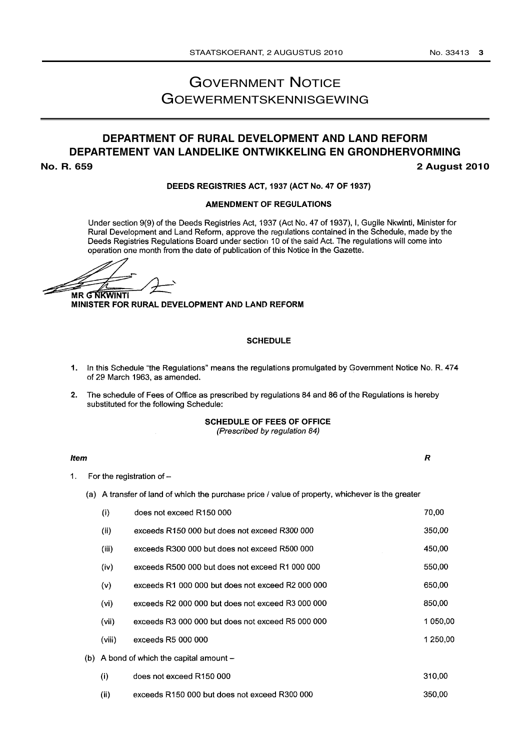# GOVERNMENT NOTICE
# GOEWERMENTSKENNISGEWING

## DEPARTMENT OF RURAL DEVELOPMENT AND LAND REFORM
## DEPARTEMENT VAN LANDELIKE ONTWIKKELING EN GRONDHERVORMING

**No. R. 659** **2 August 2010**

**DEEDS REGISTRIES ACT, 1937 (ACT No. 47 OF 1937)**

**AMENDMENT OF REGULATIONS**

Under section 9(9) of the Deeds Registries Act, 1937 (Act No. 47 of 1937), I, Gugile Nkwinti, Minister for Rural Development and Land Reform, approve the regulations contained in the Schedule, made by the Deeds Registries Regulations Board under section 10 of the said Act. The regulations will come into operation one month from the date of publication of this Notice in the Gazette.

**MR G NKWINTI**
**MINISTER FOR RURAL DEVELOPMENT AND LAND REFORM**

**SCHEDULE**

1. In this Schedule "the Regulations" means the regulations promulgated by Government Notice No. R. 474 of 29 March 1963, as amended.

2. The schedule of Fees of Office as prescribed by regulations 84 and 86 of the Regulations is hereby substituted for the following Schedule:

**SCHEDULE OF FEES OF OFFICE**
*(Prescribed by regulation 84)*

| ***Item*** | | | ***R*** |
|---|---|---|---|
| 1. | For the registration of – | | |
| | (a) A transfer of land of which the purchase price / value of property, whichever is the greater | | |
| | (i) | does not exceed R150 000 | 70,00 |
| | (ii) | exceeds R150 000 but does not exceed R300 000 | 350,00 |
| | (iii) | exceeds R300 000 but does not exceed R500 000 | 450,00 |
| | (iv) | exceeds R500 000 but does not exceed R1 000 000 | 550,00 |
| | (v) | exceeds R1 000 000 but does not exceed R2 000 000 | 650,00 |
| | (vi) | exceeds R2 000 000 but does not exceed R3 000 000 | 850,00 |
| | (vii) | exceeds R3 000 000 but does not exceed R5 000 000 | 1 050,00 |
| | (viii) | exceeds R5 000 000 | 1 250,00 |
| | (b) A bond of which the capital amount – | | |
| | (i) | does not exceed R150 000 | 310,00 |
| | (ii) | exceeds R150 000 but does not exceed R300 000 | 350,00 |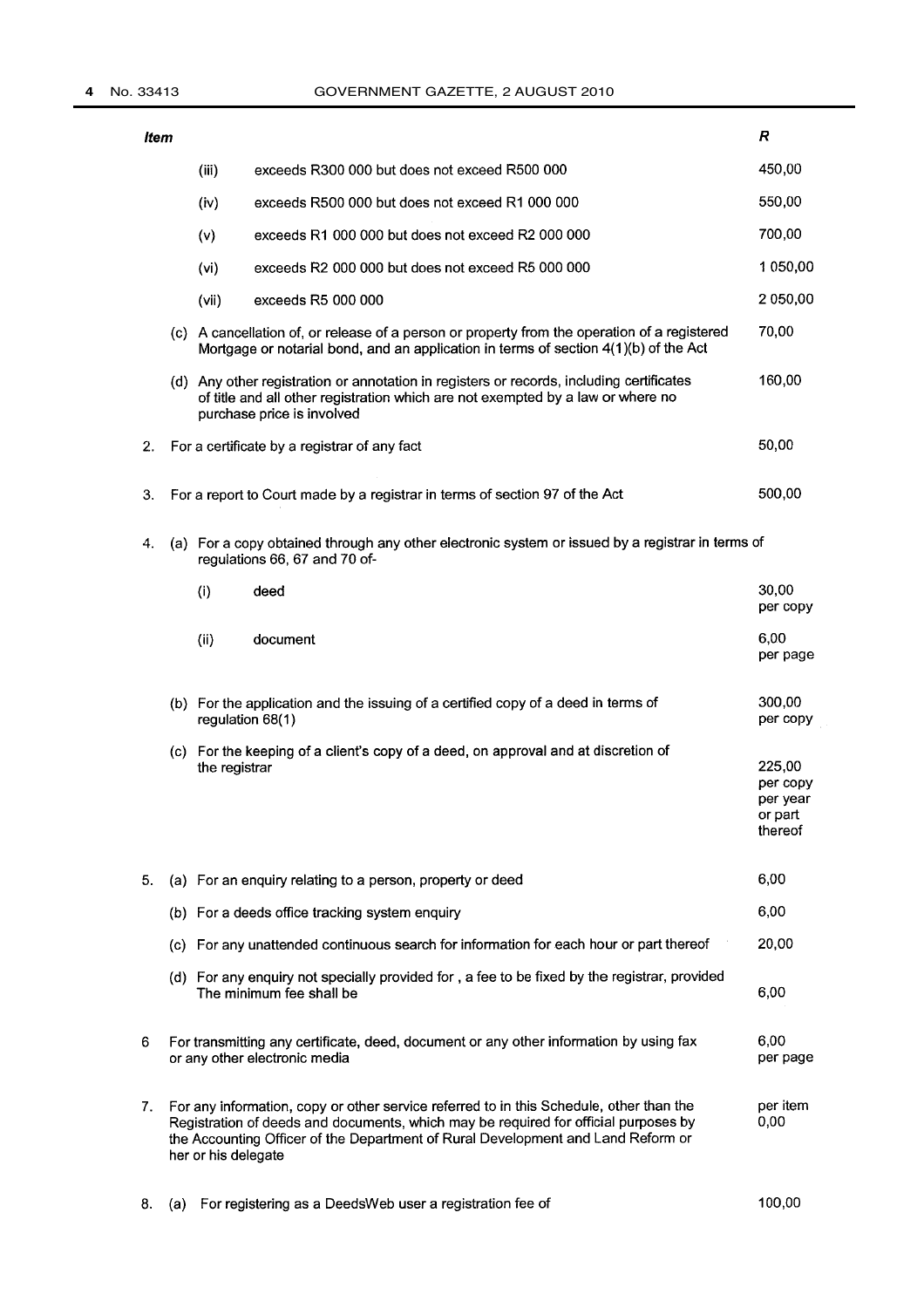| Item | | | | R |
|---|---|---|---|---|
| | | (iii) | exceeds R300 000 but does not exceed R500 000 | 450,00 |
| | | (iv) | exceeds R500 000 but does not exceed R1 000 000 | 550,00 |
| | | (v) | exceeds R1 000 000 but does not exceed R2 000 000 | 700,00 |
| | | (vi) | exceeds R2 000 000 but does not exceed R5 000 000 | 1 050,00 |
| | | (vii) | exceeds R5 000 000 | 2 050,00 |
| | (c) | A cancellation of, or release of a person or property from the operation of a registered Mortgage or notarial bond, and an application in terms of section 4(1)(b) of the Act | | 70,00 |
| | (d) | Any other registration or annotation in registers or records, including certificates of title and all other registration which are not exempted by a law or where no purchase price is involved | | 160,00 |
| 2. | For a certificate by a registrar of any fact | | | 50,00 |
| 3. | For a report to Court made by a registrar in terms of section 97 of the Act | | | 500,00 |
| 4. | (a) | For a copy obtained through any other electronic system or issued by a registrar in terms of regulations 66, 67 and 70 of- | | |
| | | (i) | deed | 30,00 per copy |
| | | (ii) | document | 6,00 per page |
| | (b) | For the application and the issuing of a certified copy of a deed in terms of regulation 68(1) | | 300,00 per copy |
| | (c) | For the keeping of a client's copy of a deed, on approval and at discretion of the registrar | | 225,00 per copy per year or part thereof |
| 5. | (a) | For an enquiry relating to a person, property or deed | | 6,00 |
| | (b) | For a deeds office tracking system enquiry | | 6,00 |
| | (c) | For any unattended continuous search for information for each hour or part thereof | | 20,00 |
| | (d) | For any enquiry not specially provided for , a fee to be fixed by the registrar, provided The minimum fee shall be | | 6,00 |
| 6 | For transmitting any certificate, deed, document or any other information by using fax or any other electronic media | | | 6,00 per page |
| 7. | For any information, copy or other service referred to in this Schedule, other than the Registration of deeds and documents, which may be required for official purposes by the Accounting Officer of the Department of Rural Development and Land Reform or her or his delegate | | | per item 0,00 |
| 8. | (a) | For registering as a DeedsWeb user a registration fee of | | 100,00 |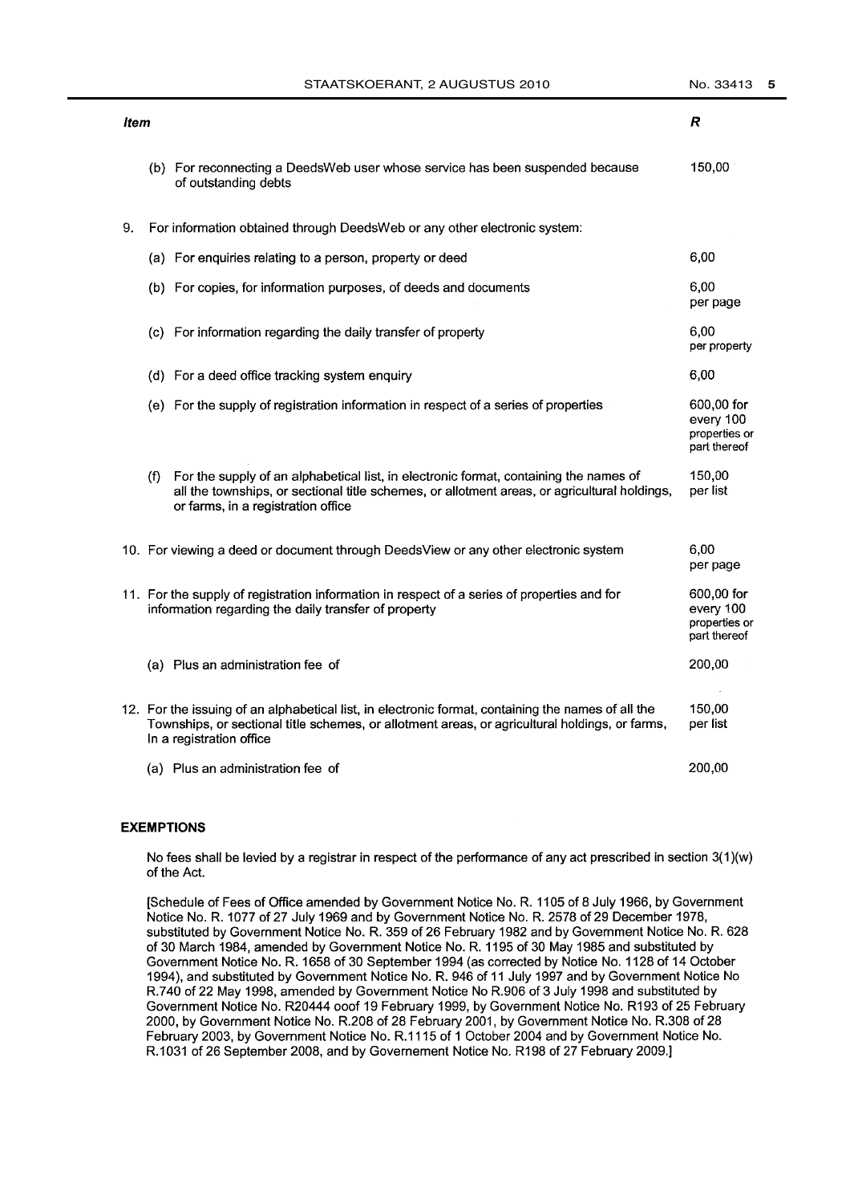| Item | | R |
|---|---|---|
| | (b) For reconnecting a DeedsWeb user whose service has been suspended because of outstanding debts | 150,00 |
| 9. | For information obtained through DeedsWeb or any other electronic system: | |
| | (a) For enquiries relating to a person, property or deed | 6,00 |
| | (b) For copies, for information purposes, of deeds and documents | 6,00 per page |
| | (c) For information regarding the daily transfer of property | 6,00 per property |
| | (d) For a deed office tracking system enquiry | 6,00 |
| | (e) For the supply of registration information in respect of a series of properties | 600,00 for every 100 properties or part thereof |
| | (f) For the supply of an alphabetical list, in electronic format, containing the names of all the townships, or sectional title schemes, or allotment areas, or agricultural holdings, or farms, in a registration office | 150,00 per list |
| 10. | For viewing a deed or document through DeedsView or any other electronic system | 6,00 per page |
| 11. | For the supply of registration information in respect of a series of properties and for information regarding the daily transfer of property | 600,00 for every 100 properties or part thereof |
| | (a) Plus an administration fee of | 200,00 |
| 12. | For the issuing of an alphabetical list, in electronic format, containing the names of all the Townships, or sectional title schemes, or allotment areas, or agricultural holdings, or farms, In a registration office | 150,00 per list |
| | (a) Plus an administration fee of | 200,00 |

**EXEMPTIONS**

No fees shall be levied by a registrar in respect of the performance of any act prescribed in section 3(1)(w) of the Act.

[Schedule of Fees of Office amended by Government Notice No. R. 1105 of 8 July 1966, by Government Notice No. R. 1077 of 27 July 1969 and by Government Notice No. R. 2578 of 29 December 1978, substituted by Government Notice No. R. 359 of 26 February 1982 and by Government Notice No. R. 628 of 30 March 1984, amended by Government Notice No. R. 1195 of 30 May 1985 and substituted by Government Notice No. R. 1658 of 30 September 1994 (as corrected by Notice No. 1128 of 14 October 1994), and substituted by Government Notice No. R. 946 of 11 July 1997 and by Government Notice No R.740 of 22 May 1998, amended by Government Notice No R.906 of 3 July 1998 and substituted by Government Notice No. R20444 ooof 19 February 1999, by Government Notice No. R193 of 25 February 2000, by Government Notice No. R.208 of 28 February 2001, by Government Notice No. R.308 of 28 February 2003, by Government Notice No. R.1115 of 1 October 2004 and by Government Notice No. R.1031 of 26 September 2008, and by Governement Notice No. R198 of 27 February 2009.]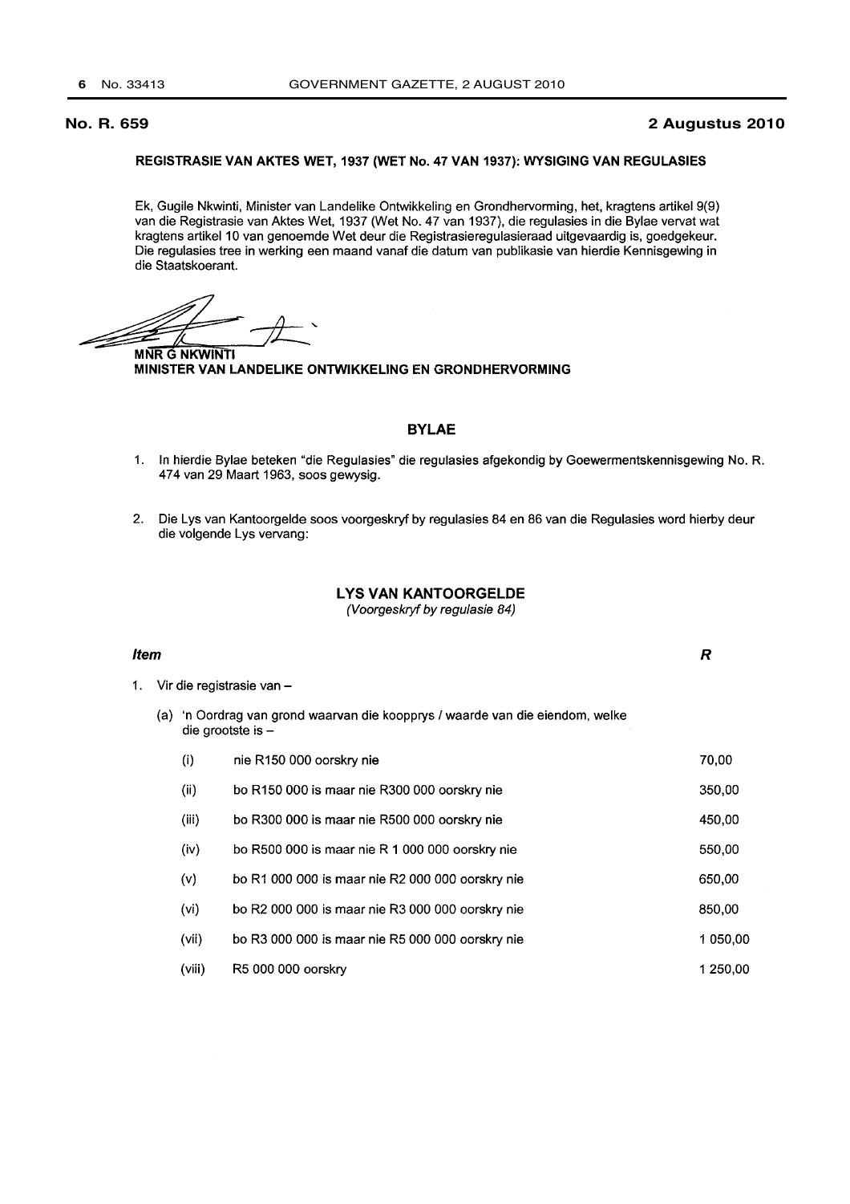**No. R. 659** **2 Augustus 2010**

**REGISTRASIE VAN AKTES WET, 1937 (WET No. 47 VAN 1937): WYSIGING VAN REGULASIES**

Ek, Gugile Nkwinti, Minister van Landelike Ontwikkeling en Grondhervorming, het, kragtens artikel 9(9) van die Registrasie van Aktes Wet, 1937 (Wet No. 47 van 1937), die regulasies in die Bylae vervat wat kragtens artikel 10 van genoemde Wet deur die Registrasieregulasieraad uitgevaardig is, goedgekeur. Die regulasies tree in werking een maand vanaf die datum van publikasie van hierdie Kennisgewing in die Staatskoerant.

**MNR G NKWINTI**
**MINISTER VAN LANDELIKE ONTWIKKELING EN GRONDHERVORMING**

## BYLAE

1. In hierdie Bylae beteken "die Regulasies" die regulasies afgekondig by Goewermentskennisgewing No. R. 474 van 29 Maart 1963, soos gewysig.

2. Die Lys van Kantoorgelde soos voorgeskryf by regulasies 84 en 86 van die Regulasies word hierby deur die volgende Lys vervang:

### LYS VAN KANTOORGELDE

*(Voorgeskryf by regulasie 84)*

| ***Item*** | | ***R*** |
|---|---|---|
| 1. Vir die registrasie van – | | |
| (a) 'n Oordrag van grond waarvan die koopprys / waarde van die eiendom, welke die grootste is – | | |
| (i) | nie R150 000 oorskry nie | 70,00 |
| (ii) | bo R150 000 is maar nie R300 000 oorskry nie | 350,00 |
| (iii) | bo R300 000 is maar nie R500 000 oorskry nie | 450,00 |
| (iv) | bo R500 000 is maar nie R 1 000 000 oorskry nie | 550,00 |
| (v) | bo R1 000 000 is maar nie R2 000 000 oorskry nie | 650,00 |
| (vi) | bo R2 000 000 is maar nie R3 000 000 oorskry nie | 850,00 |
| (vii) | bo R3 000 000 is maar nie R5 000 000 oorskry nie | 1 050,00 |
| (viii) | R5 000 000 oorskry | 1 250,00 |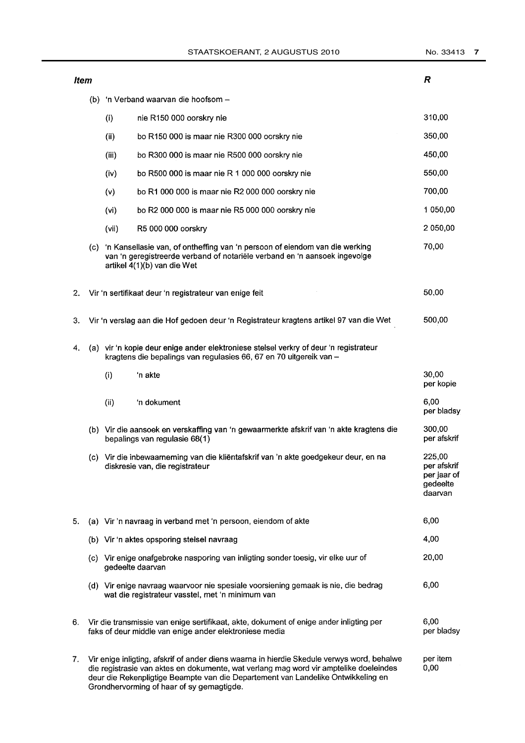| Item | | | | R |
|---|---|---|---|---|
| | (b) | 'n Verband waarvan die hoofsom – | | |
| | | (i) | nie R150 000 oorskry nie | 310,00 |
| | | (ii) | bo R150 000 is maar nie R300 000 oorskry nie | 350,00 |
| | | (iii) | bo R300 000 is maar nie R500 000 oorskry nie | 450,00 |
| | | (iv) | bo R500 000 is maar nie R 1 000 000 oorskry nie | 550,00 |
| | | (v) | bo R1 000 000 is maar nie R2 000 000 oorskry nie | 700,00 |
| | | (vi) | bo R2 000 000 is maar nie R5 000 000 oorskry nie | 1 050,00 |
| | | (vii) | R5 000 000 oorskry | 2 050,00 |
| | (c) | 'n Kansellasie van, of ontheffing van 'n persoon of eiendom van die werking van 'n geregistreerde verband of notariële verband en 'n aansoek ingevolge artikel 4(1)(b) van die Wet | | 70,00 |
| 2. | Vir 'n sertifikaat deur 'n registrateur van enige feit | | | 50,00 |
| 3. | Vir 'n verslag aan die Hof gedoen deur 'n Registrateur kragtens artikel 97 van die Wet | | | 500,00 |
| 4. | (a) | vir 'n kopie deur enige ander elektroniese stelsel verkry of deur 'n registrateur kragtens die bepalings van regulasies 66, 67 en 70 uitgereik van – | | |
| | | (i) | 'n akte | 30,00 per kopie |
| | | (ii) | 'n dokument | 6,00 per bladsy |
| | (b) | Vir die aansoek en verskaffing van 'n gewaarmerkte afskrif van 'n akte kragtens die bepalings van regulasie 68(1) | | 300,00 per afskrif |
| | (c) | Vir die inbewaarneming van die kliëntafskrif van 'n akte goedgekeur deur, en na diskresie van, die registrateur | | 225,00 per afskrif per jaar of gedeelte daarvan |
| 5. | (a) | Vir 'n navraag in verband met 'n persoon, eiendom of akte | | 6,00 |
| | (b) | Vir 'n aktes opsporing stelsel navraag | | 4,00 |
| | (c) | Vir enige onafgebroke nasporing van inligting sonder toesig, vir elke uur of gedeelte daarvan | | 20,00 |
| | (d) | Vir enige navraag waarvoor nie spesiale voorsiening gemaak is nie, die bedrag wat die registrateur vasstel, met 'n minimum van | | 6,00 |
| 6. | Vir die transmissie van enige sertifikaat, akte, dokument of enige ander inligting per faks of deur middle van enige ander elektroniese media | | | 6,00 per bladsy |
| 7. | Vir enige inligting, afskrif of ander diens waarna in hierdie Skedule verwys word, behalwe die registrasie van aktes en dokumente, wat verlang mag word vir amptelike doeleindes deur die Rekenpligtige Beampte van die Departement van Landelike Ontwikkeling en Grondhervorming of haar of sy gemagtigde. | | | per item 0,00 |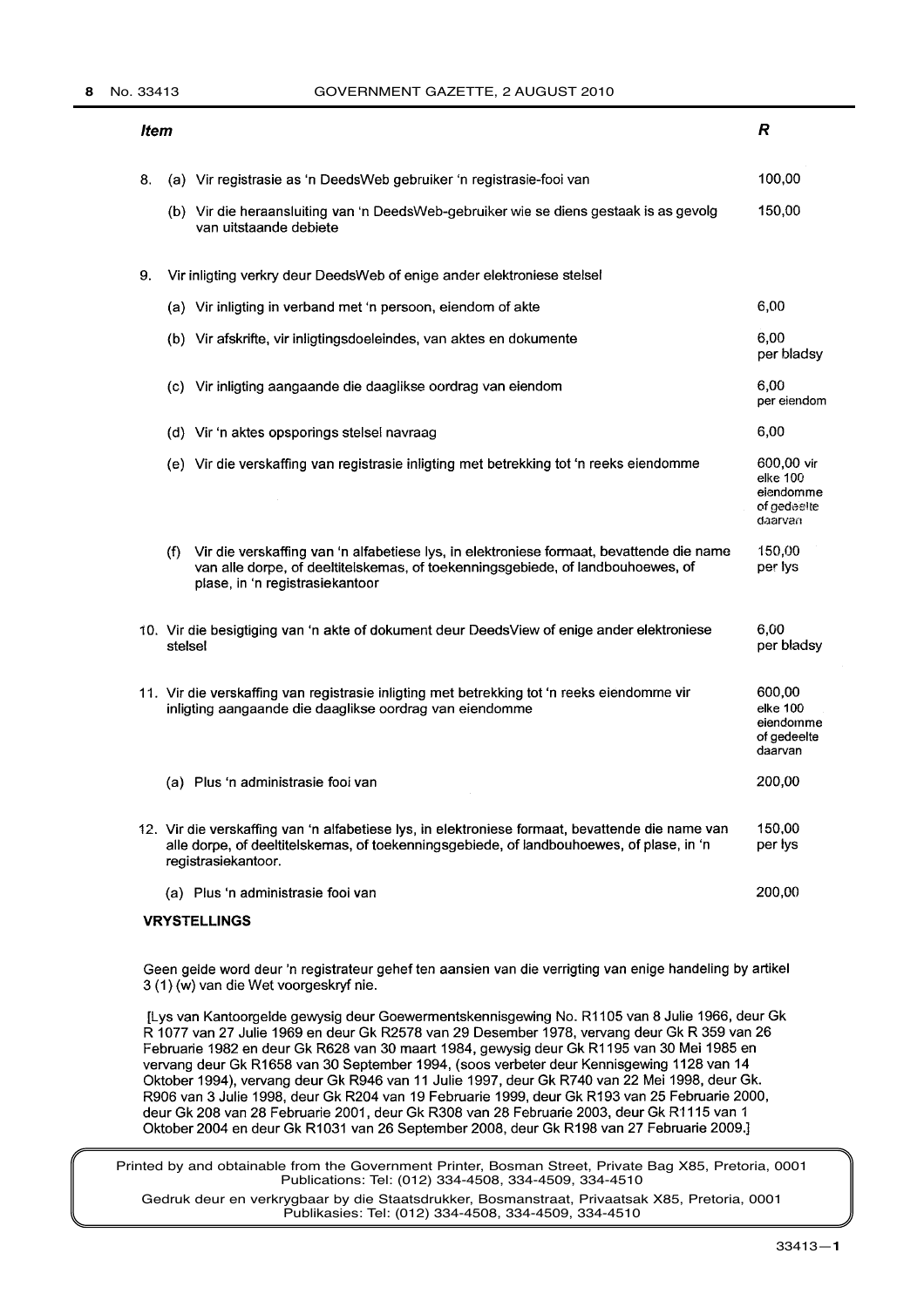| Item | | R |
|---|---|---|
| 8. | (a) Vir registrasie as 'n DeedsWeb gebruiker 'n registrasie-fooi van | 100,00 |
| | (b) Vir die heraansluiting van 'n DeedsWeb-gebruiker wie se diens gestaak is as gevolg van uitstaande debiete | 150,00 |
| 9. | Vir inligting verkry deur DeedsWeb of enige ander elektroniese stelsel | |
| | (a) Vir inligting in verband met 'n persoon, eiendom of akte | 6,00 |
| | (b) Vir afskrifte, vir inligtingsdoeleindes, van aktes en dokumente | 6,00 per bladsy |
| | (c) Vir inligting aangaande die daaglikse oordrag van eiendom | 6,00 per eiendom |
| | (d) Vir 'n aktes opsporings stelsel navraag | 6,00 |
| | (e) Vir die verskaffing van registrasie inligting met betrekking tot 'n reeks eiendomme | 600,00 vir elke 100 eiendomme of gedeelte daarvan |
| | (f) Vir die verskaffing van 'n alfabetiese lys, in elektroniese formaat, bevattende die name van alle dorpe, of deeltitelskemas, of toekenningsgebiede, of landbouhoewes, of plase, in 'n registrasiekantoor | 150,00 per lys |
| 10. | Vir die besigtiging van 'n akte of dokument deur DeedsView of enige ander elektroniese stelsel | 6,00 per bladsy |
| 11. | Vir die verskaffing van registrasie inligting met betrekking tot 'n reeks eiendomme vir inligting aangaande die daaglikse oordrag van eiendomme | 600,00 elke 100 eiendomme of gedeelte daarvan |
| | (a) Plus 'n administrasie fooi van | 200,00 |
| 12. | Vir die verskaffing van 'n alfabetiese lys, in elektroniese formaat, bevattende die name van alle dorpe, of deeltitelskemas, of toekenningsgebiede, of landbouhoewes, of plase, in 'n registrasiekantoor. | 150,00 per lys |
| | (a) Plus 'n administrasie fooi van | 200,00 |

**VRYSTELLINGS**

Geen gelde word deur 'n registrateur gehef ten aansien van die verrigting van enige handeling by artikel 3 (1) (w) van die Wet voorgeskryf nie.

[Lys van Kantoorgelde gewysig deur Goewermentskennisgewing No. R1105 van 8 Julie 1966, deur Gk R 1077 van 27 Julie 1969 en deur Gk R2578 van 29 Desember 1978, vervang deur Gk R 359 van 26 Februarie 1982 en deur Gk R628 van 30 maart 1984, gewysig deur Gk R1195 van 30 Mei 1985 en vervang deur Gk R1658 van 30 September 1994, (soos verbeter deur Kennisgewing 1128 van 14 Oktober 1994), vervang deur Gk R946 van 11 Julie 1997, deur Gk R740 van 22 Mei 1998, deur Gk. R906 van 3 Julie 1998, deur Gk R204 van 19 Februarie 1999, deur Gk R193 van 25 Februarie 2000, deur Gk 208 van 28 Februarie 2001, deur Gk R308 van 28 Februarie 2003, deur Gk R1115 van 1 Oktober 2004 en deur Gk R1031 van 26 September 2008, deur Gk R198 van 27 Februarie 2009.]

Printed by and obtainable from the Government Printer, Bosman Street, Private Bag X85, Pretoria, 0001
Publications: Tel: (012) 334-4508, 334-4509, 334-4510

Gedruk deur en verkrygbaar by die Staatsdrukker, Bosmanstraat, Privaatsak X85, Pretoria, 0001
Publikasies: Tel: (012) 334-4508, 334-4509, 334-4510